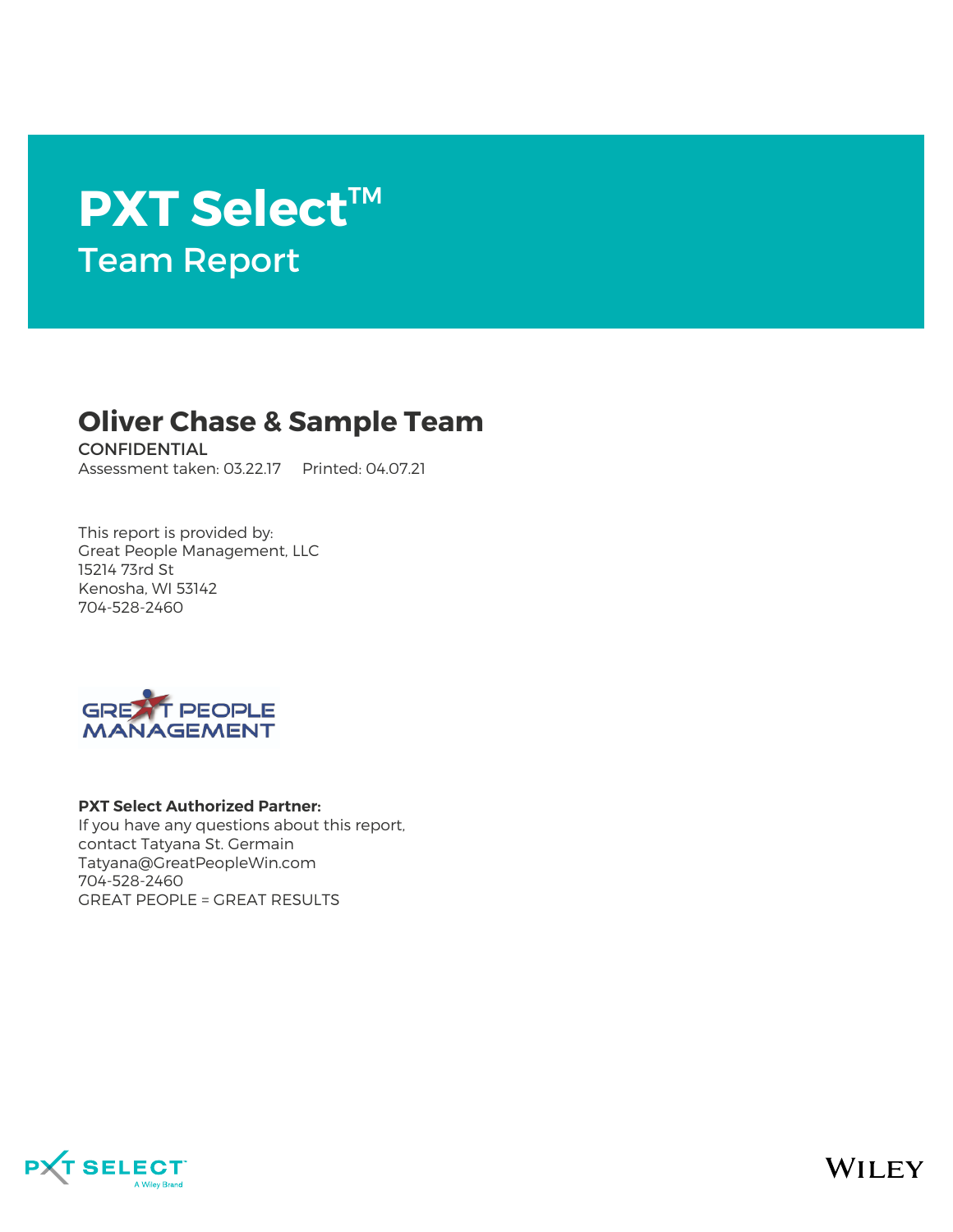# PXT Select™

## Team Report

## Oliver Chase & Sample Team

CONFIDENTIAL

Assessment taken: 03.22.17 Printed: 04.07.21

This report is provided by:
Great People Management, LLC
15214 73rd St
Kenosha, WI 53142
704-528-2460

**PXT Select Authorized Partner:**
If you have any questions about this report,
contact Tatyana St. Germain
Tatyana@GreatPeopleWin.com
704-528-2460
GREAT PEOPLE = GREAT RESULTS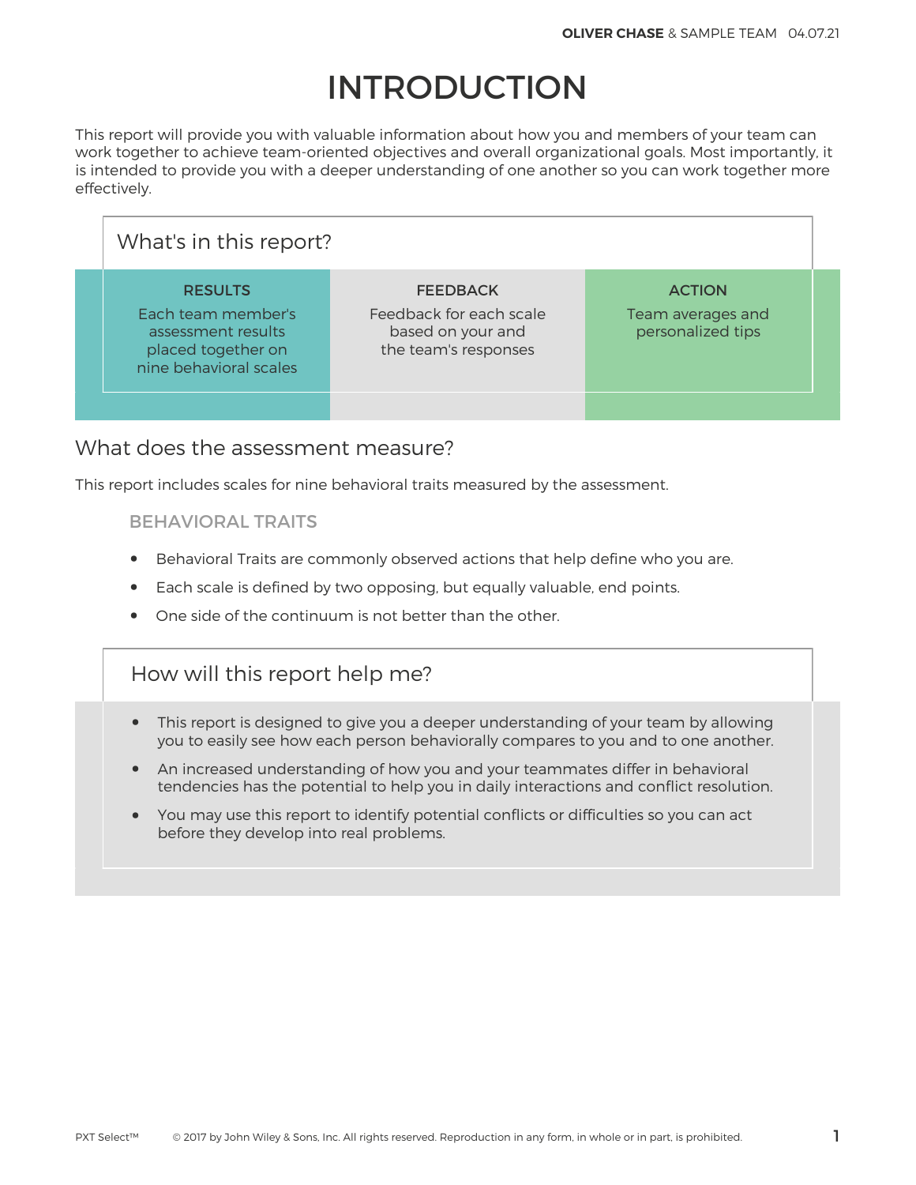# INTRODUCTION

This report will provide you with valuable information about how you and members of your team can work together to achieve team-oriented objectives and overall organizational goals. Most importantly, it is intended to provide you with a deeper understanding of one another so you can work together more effectively.

## What's in this report?

| RESULTS | FEEDBACK | ACTION |
| --- | --- | --- |
| Each team member's assessment results placed together on nine behavioral scales | Feedback for each scale based on your and the team's responses | Team averages and personalized tips |

## What does the assessment measure?

This report includes scales for nine behavioral traits measured by the assessment.

### BEHAVIORAL TRAITS

- Behavioral Traits are commonly observed actions that help define who you are.
- Each scale is defined by two opposing, but equally valuable, end points.
- One side of the continuum is not better than the other.

## How will this report help me?

- This report is designed to give you a deeper understanding of your team by allowing you to easily see how each person behaviorally compares to you and to one another.
- An increased understanding of how you and your teammates differ in behavioral tendencies has the potential to help you in daily interactions and conflict resolution.
- You may use this report to identify potential conflicts or difficulties so you can act before they develop into real problems.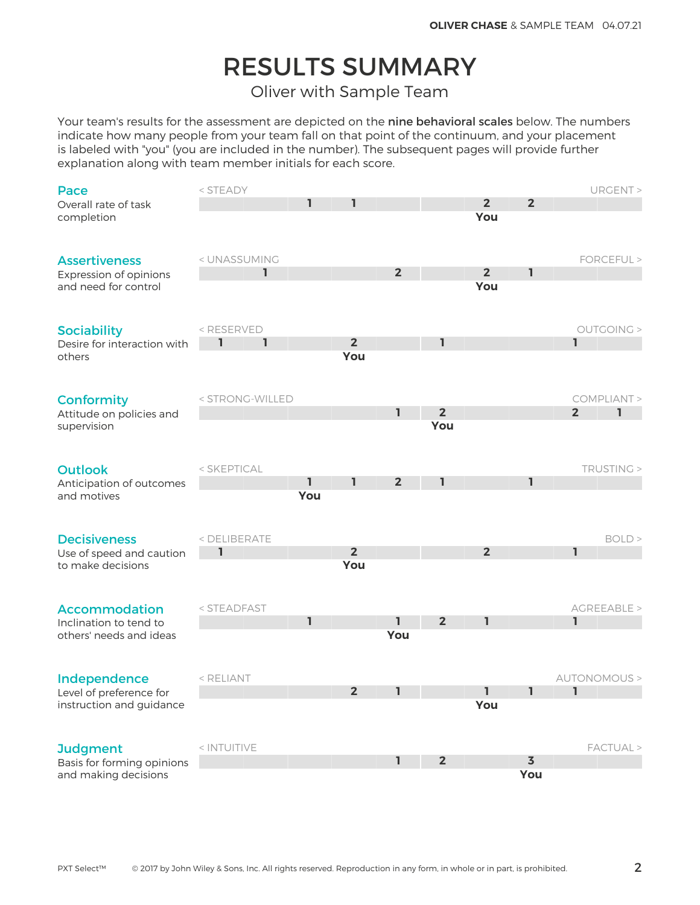# RESULTS SUMMARY

## Oliver with Sample Team

Your team's results for the assessment are depicted on the **nine behavioral scales** below. The numbers indicate how many people from your team fall on that point of the continuum, and your placement is labeled with "you" (you are included in the number). The subsequent pages will provide further explanation along with team member initials for each score.

| Scale | Description | Left End | 1 | 2 | 3 | 4 | 5 | 6 | 7 | 8 | 9 | 10 | Right End |
|---|---|---|---|---|---|---|---|---|---|---|---|---|---|
| **Pace** | Overall rate of task completion | < STEADY | | | 1 | 1 | | | 2 You | 2 | | | URGENT > |
| **Assertiveness** | Expression of opinions and need for control | < UNASSUMING | | 1 | | | 2 | | 2 You | 1 | | | FORCEFUL > |
| **Sociability** | Desire for interaction with others | < RESERVED | 1 | 1 | | 2 You | | 1 | | | 1 | | OUTGOING > |
| **Conformity** | Attitude on policies and supervision | < STRONG-WILLED | | | | | 1 | 2 You | | | 2 | 1 | COMPLIANT > |
| **Outlook** | Anticipation of outcomes and motives | < SKEPTICAL | | | 1 You | 1 | 2 | 1 | | 1 | | | TRUSTING > |
| **Decisiveness** | Use of speed and caution to make decisions | < DELIBERATE | 1 | | | 2 You | | | 2 | | 1 | | BOLD > |
| **Accommodation** | Inclination to tend to others' needs and ideas | < STEADFAST | | | 1 | | 1 You | 2 | 1 | | 1 | | AGREEABLE > |
| **Independence** | Level of preference for instruction and guidance | < RELIANT | | | | 2 | 1 | | 1 You | 1 | 1 | | AUTONOMOUS > |
| **Judgment** | Basis for forming opinions and making decisions | < INTUITIVE | | | | | 1 | 2 | | 3 You | | | FACTUAL > |

PXT Select™ © 2017 by John Wiley & Sons, Inc. All rights reserved. Reproduction in any form, in whole or in part, is prohibited.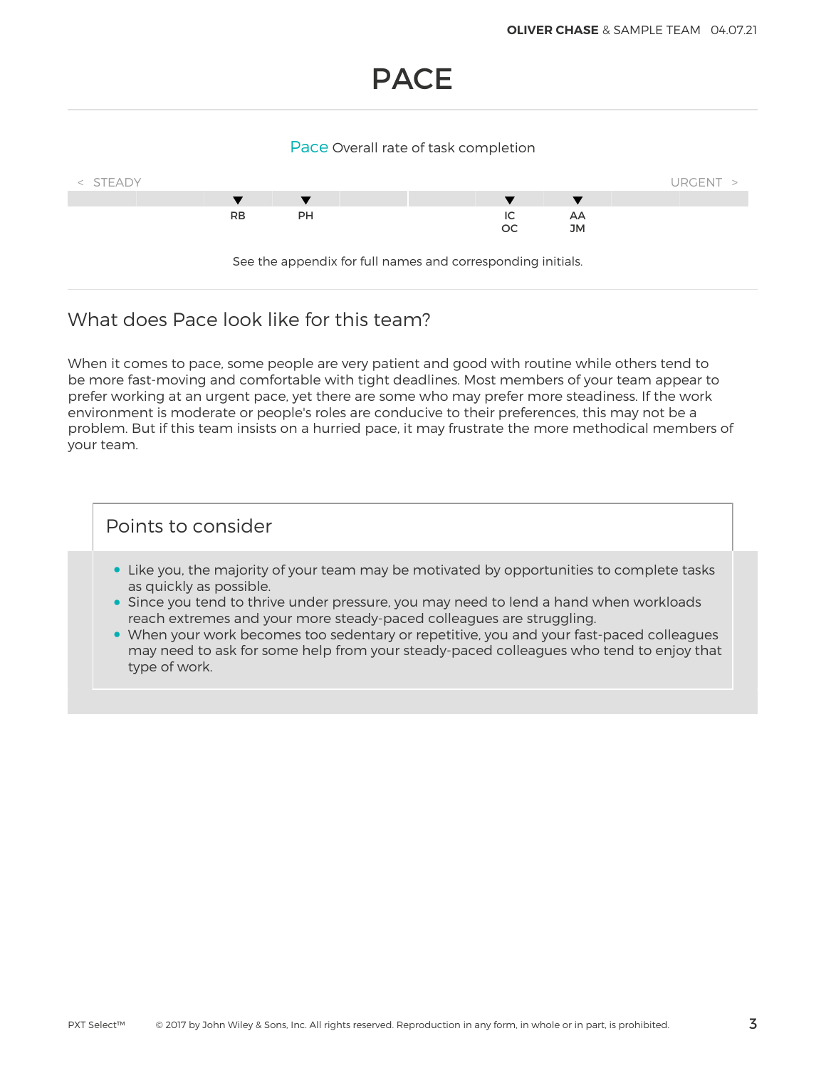# PACE

Pace Overall rate of task completion

< STEADY URGENT >

RB PH IC OC AA JM

See the appendix for full names and corresponding initials.

## What does Pace look like for this team?

When it comes to pace, some people are very patient and good with routine while others tend to be more fast-moving and comfortable with tight deadlines. Most members of your team appear to prefer working at an urgent pace, yet there are some who may prefer more steadiness. If the work environment is moderate or people's roles are conducive to their preferences, this may not be a problem. But if this team insists on a hurried pace, it may frustrate the more methodical members of your team.

### Points to consider

- Like you, the majority of your team may be motivated by opportunities to complete tasks as quickly as possible.
- Since you tend to thrive under pressure, you may need to lend a hand when workloads reach extremes and your more steady-paced colleagues are struggling.
- When your work becomes too sedentary or repetitive, you and your fast-paced colleagues may need to ask for some help from your steady-paced colleagues who tend to enjoy that type of work.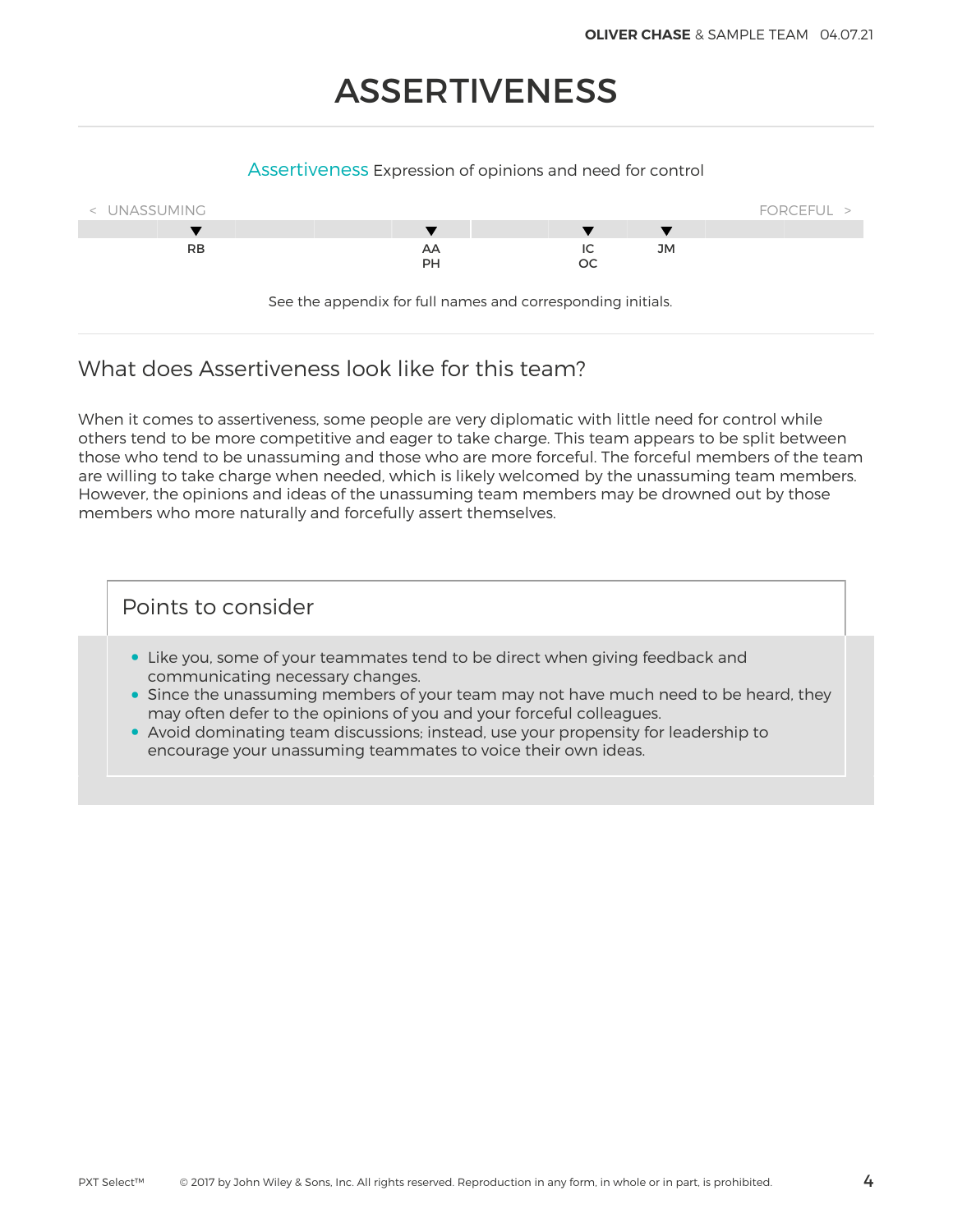# ASSERTIVENESS

**Assertiveness** Expression of opinions and need for control

| < UNASSUMING | | | | | | | | | | FORCEFUL > |
|---|---|---|---|---|---|---|---|---|---|---|
| | RB | | | | AA PH | | IC OC | JM | | |

See the appendix for full names and corresponding initials.

## What does Assertiveness look like for this team?

When it comes to assertiveness, some people are very diplomatic with little need for control while others tend to be more competitive and eager to take charge. This team appears to be split between those who tend to be unassuming and those who are more forceful. The forceful members of the team are willing to take charge when needed, which is likely welcomed by the unassuming team members. However, the opinions and ideas of the unassuming team members may be drowned out by those members who more naturally and forcefully assert themselves.

### Points to consider

- Like you, some of your teammates tend to be direct when giving feedback and communicating necessary changes.
- Since the unassuming members of your team may not have much need to be heard, they may often defer to the opinions of you and your forceful colleagues.
- Avoid dominating team discussions; instead, use your propensity for leadership to encourage your unassuming teammates to voice their own ideas.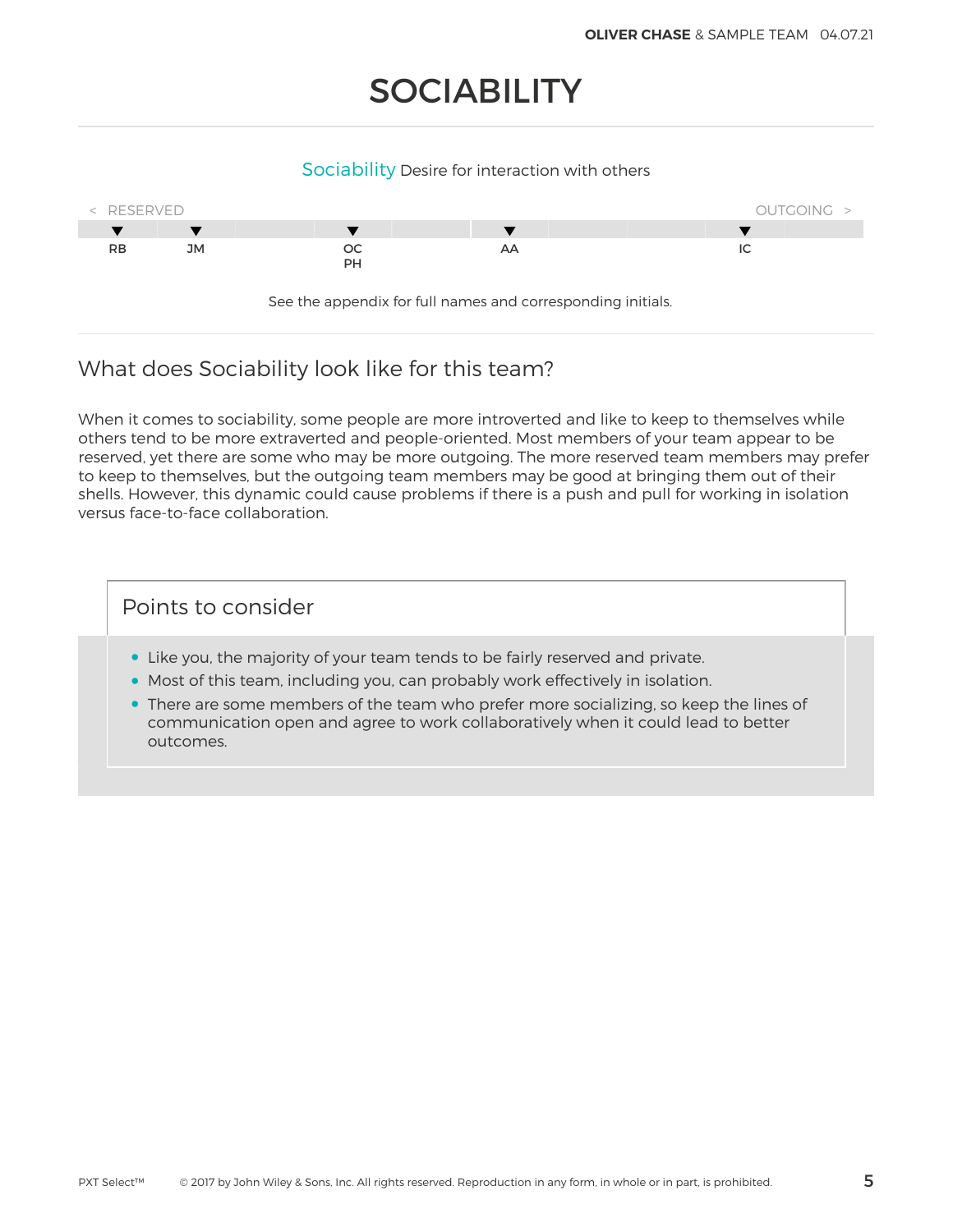# SOCIABILITY

Sociability Desire for interaction with others

< RESERVED — OUTGOING >

| RB | JM | | OC PH | | AA | | | IC | |
|---|---|---|---|---|---|---|---|---|---|

See the appendix for full names and corresponding initials.

## What does Sociability look like for this team?

When it comes to sociability, some people are more introverted and like to keep to themselves while others tend to be more extraverted and people-oriented. Most members of your team appear to be reserved, yet there are some who may be more outgoing. The more reserved team members may prefer to keep to themselves, but the outgoing team members may be good at bringing them out of their shells. However, this dynamic could cause problems if there is a push and pull for working in isolation versus face-to-face collaboration.

### Points to consider

- Like you, the majority of your team tends to be fairly reserved and private.
- Most of this team, including you, can probably work effectively in isolation.
- There are some members of the team who prefer more socializing, so keep the lines of communication open and agree to work collaboratively when it could lead to better outcomes.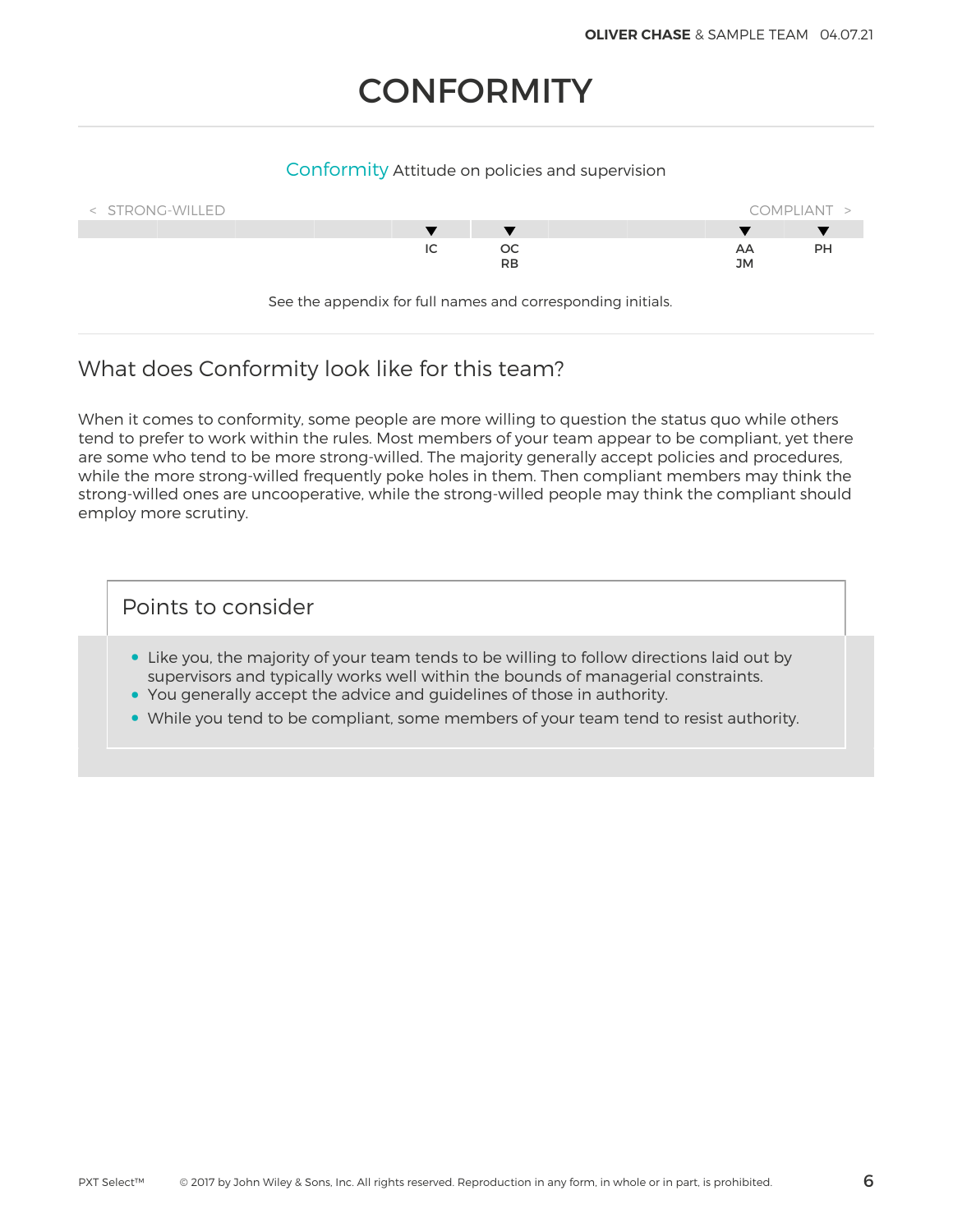# CONFORMITY

Conformity Attitude on policies and supervision

< STRONG-WILLED COMPLIANT >

IC | OC RB | AA JM | PH

See the appendix for full names and corresponding initials.

## What does Conformity look like for this team?

When it comes to conformity, some people are more willing to question the status quo while others tend to prefer to work within the rules. Most members of your team appear to be compliant, yet there are some who tend to be more strong-willed. The majority generally accept policies and procedures, while the more strong-willed frequently poke holes in them. Then compliant members may think the strong-willed ones are uncooperative, while the strong-willed people may think the compliant should employ more scrutiny.

### Points to consider

- Like you, the majority of your team tends to be willing to follow directions laid out by supervisors and typically works well within the bounds of managerial constraints.
- You generally accept the advice and guidelines of those in authority.
- While you tend to be compliant, some members of your team tend to resist authority.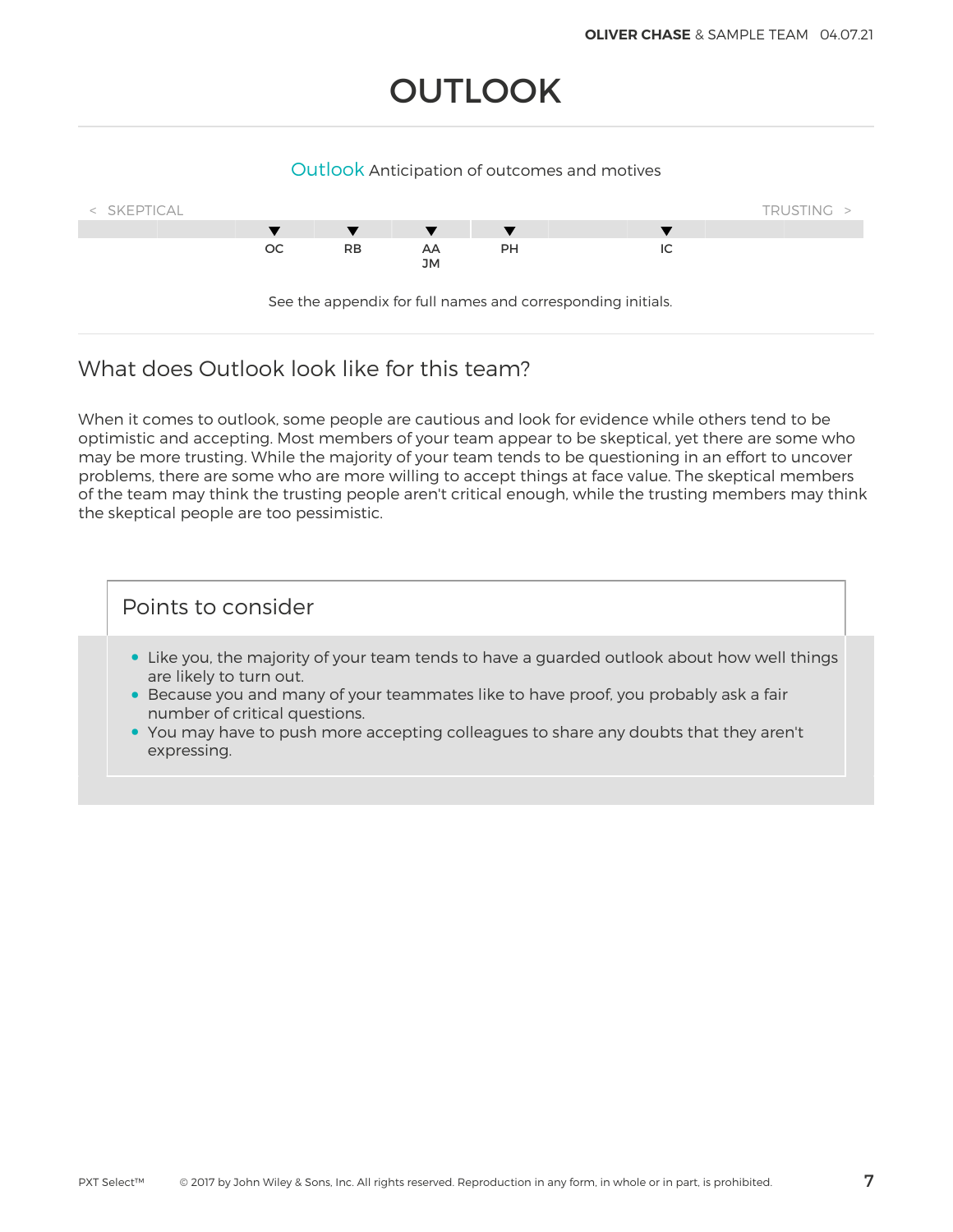# OUTLOOK

Outlook Anticipation of outcomes and motives

< SKEPTICAL TRUSTING >

OC RB AA JM PH IC

See the appendix for full names and corresponding initials.

## What does Outlook look like for this team?

When it comes to outlook, some people are cautious and look for evidence while others tend to be optimistic and accepting. Most members of your team appear to be skeptical, yet there are some who may be more trusting. While the majority of your team tends to be questioning in an effort to uncover problems, there are some who are more willing to accept things at face value. The skeptical members of the team may think the trusting people aren't critical enough, while the trusting members may think the skeptical people are too pessimistic.

### Points to consider

- Like you, the majority of your team tends to have a guarded outlook about how well things are likely to turn out.
- Because you and many of your teammates like to have proof, you probably ask a fair number of critical questions.
- You may have to push more accepting colleagues to share any doubts that they aren't expressing.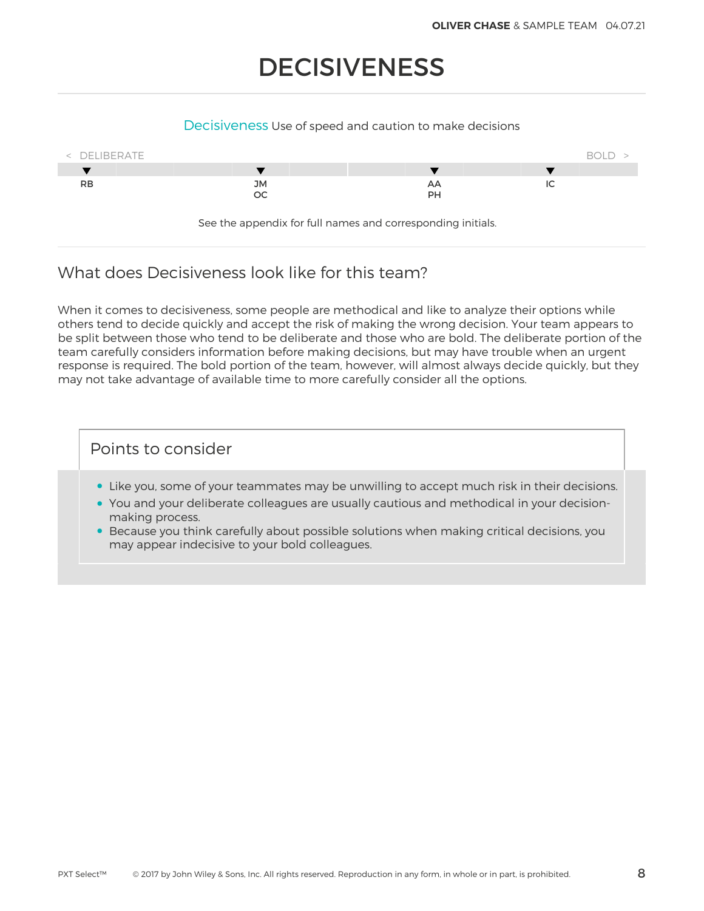# DECISIVENESS

**Decisiveness** Use of speed and caution to make decisions

< DELIBERATE — BOLD >

| RB | | | JM OC | | | AA PH | | IC | |
|---|---|---|---|---|---|---|---|---|---|

See the appendix for full names and corresponding initials.

## What does Decisiveness look like for this team?

When it comes to decisiveness, some people are methodical and like to analyze their options while others tend to decide quickly and accept the risk of making the wrong decision. Your team appears to be split between those who tend to be deliberate and those who are bold. The deliberate portion of the team carefully considers information before making decisions, but may have trouble when an urgent response is required. The bold portion of the team, however, will almost always decide quickly, but they may not take advantage of available time to more carefully consider all the options.

### Points to consider

- Like you, some of your teammates may be unwilling to accept much risk in their decisions.
- You and your deliberate colleagues are usually cautious and methodical in your decision-making process.
- Because you think carefully about possible solutions when making critical decisions, you may appear indecisive to your bold colleagues.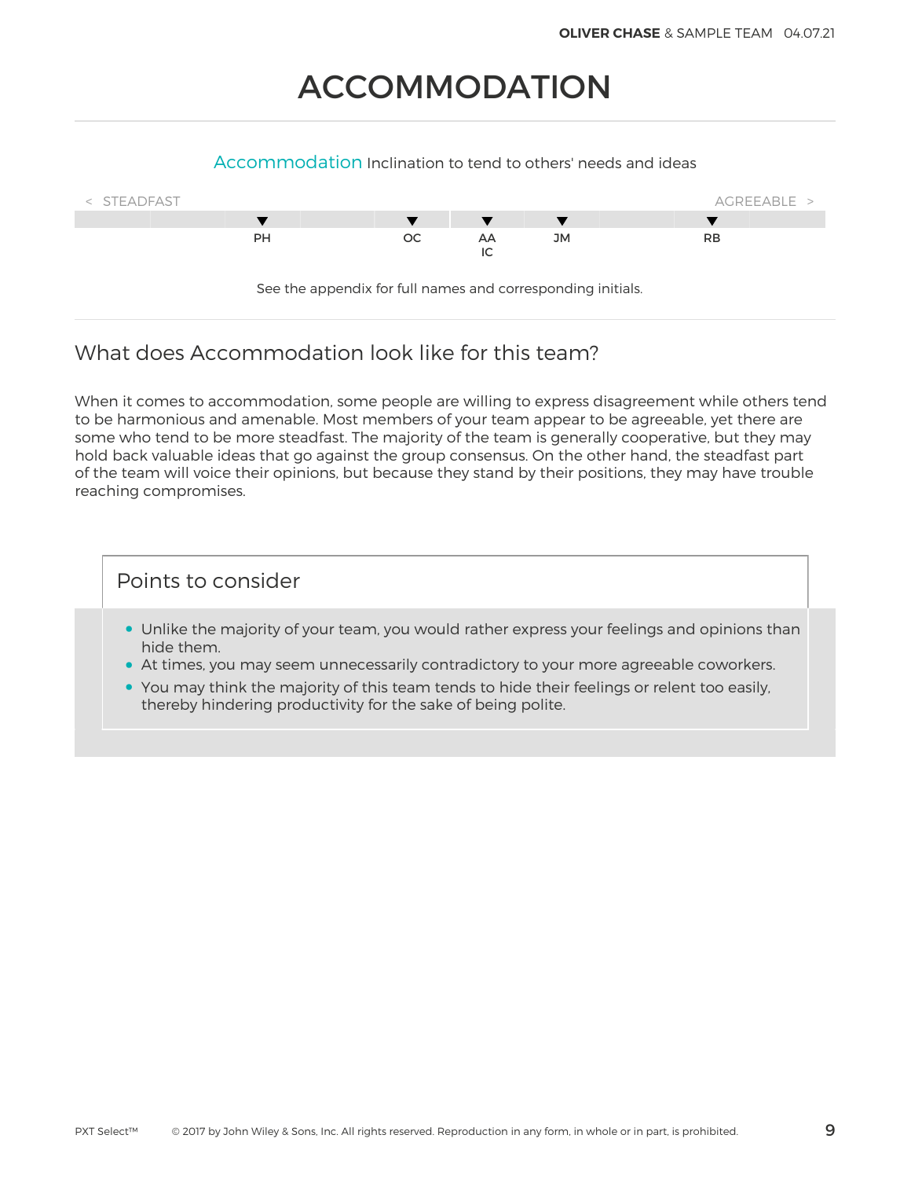# ACCOMMODATION

**Accommodation** Inclination to tend to others' needs and ideas

< STEADFAST — AGREEABLE >

PH — OC — AA IC — JM — RB

See the appendix for full names and corresponding initials.

## What does Accommodation look like for this team?

When it comes to accommodation, some people are willing to express disagreement while others tend to be harmonious and amenable. Most members of your team appear to be agreeable, yet there are some who tend to be more steadfast. The majority of the team is generally cooperative, but they may hold back valuable ideas that go against the group consensus. On the other hand, the steadfast part of the team will voice their opinions, but because they stand by their positions, they may have trouble reaching compromises.

### Points to consider

- Unlike the majority of your team, you would rather express your feelings and opinions than hide them.
- At times, you may seem unnecessarily contradictory to your more agreeable coworkers.
- You may think the majority of this team tends to hide their feelings or relent too easily, thereby hindering productivity for the sake of being polite.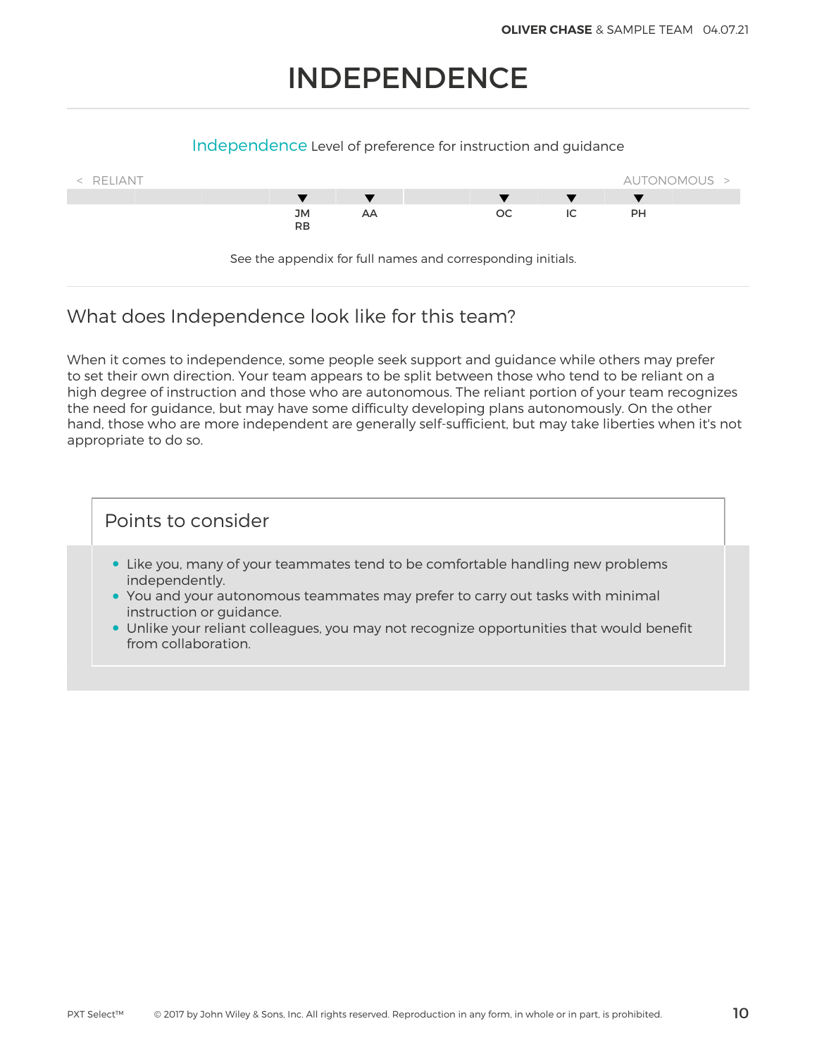# INDEPENDENCE

**Independence** Level of preference for instruction and guidance

< RELIANT — AUTONOMOUS >

| | | | | | | | | | |
|---|---|---|---|---|---|---|---|---|---|
| | | | JM<br>RB | AA | | OC | IC | PH | |

See the appendix for full names and corresponding initials.

## What does Independence look like for this team?

When it comes to independence, some people seek support and guidance while others may prefer to set their own direction. Your team appears to be split between those who tend to be reliant on a high degree of instruction and those who are autonomous. The reliant portion of your team recognizes the need for guidance, but may have some difficulty developing plans autonomously. On the other hand, those who are more independent are generally self-sufficient, but may take liberties when it's not appropriate to do so.

### Points to consider

- Like you, many of your teammates tend to be comfortable handling new problems independently.
- You and your autonomous teammates may prefer to carry out tasks with minimal instruction or guidance.
- Unlike your reliant colleagues, you may not recognize opportunities that would benefit from collaboration.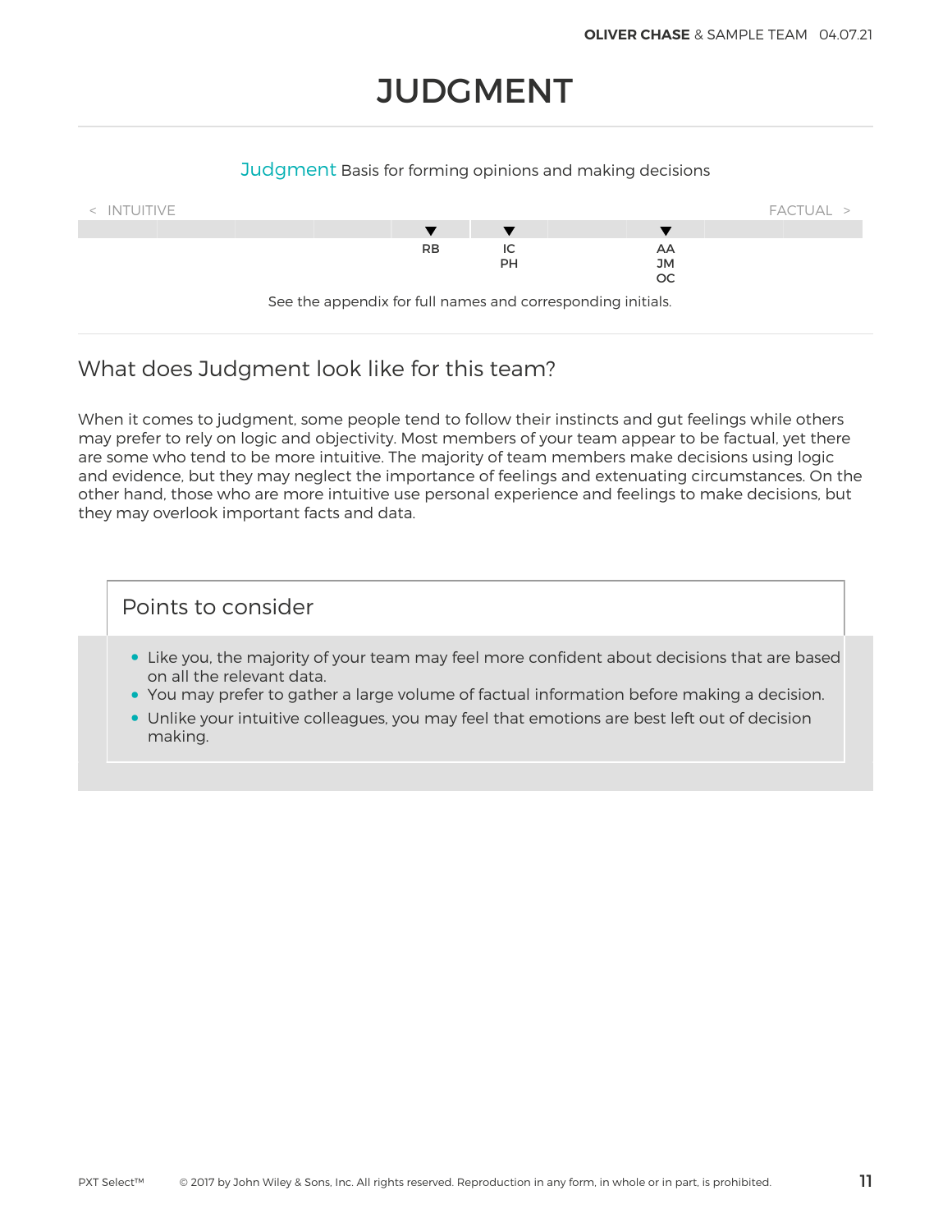# JUDGMENT

**Judgment** Basis for forming opinions and making decisions

< INTUITIVE FACTUAL >

RB

IC
PH

AA
JM
OC

See the appendix for full names and corresponding initials.

## What does Judgment look like for this team?

When it comes to judgment, some people tend to follow their instincts and gut feelings while others may prefer to rely on logic and objectivity. Most members of your team appear to be factual, yet there are some who tend to be more intuitive. The majority of team members make decisions using logic and evidence, but they may neglect the importance of feelings and extenuating circumstances. On the other hand, those who are more intuitive use personal experience and feelings to make decisions, but they may overlook important facts and data.

### Points to consider

- Like you, the majority of your team may feel more confident about decisions that are based on all the relevant data.
- You may prefer to gather a large volume of factual information before making a decision.
- Unlike your intuitive colleagues, you may feel that emotions are best left out of decision making.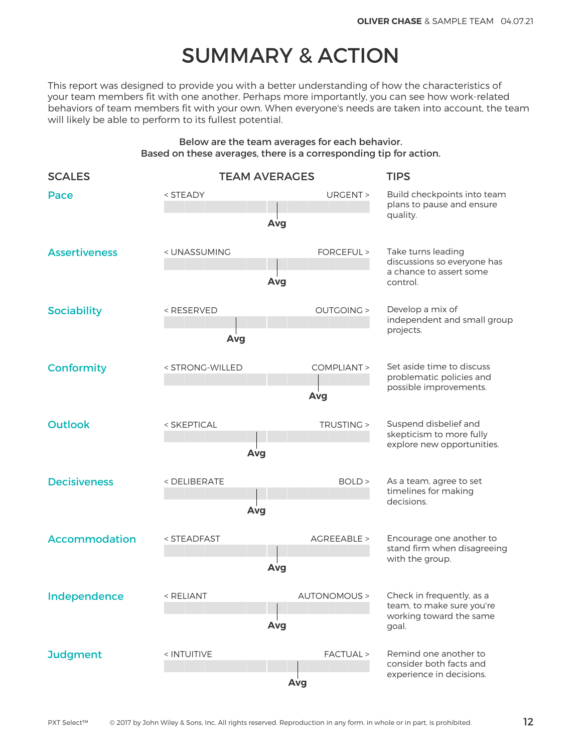# SUMMARY & ACTION

This report was designed to provide you with a better understanding of how the characteristics of your team members fit with one another. Perhaps more importantly, you can see how work-related behaviors of team members fit with your own. When everyone's needs are taken into account, the team will likely be able to perform to its fullest potential.

**Below are the team averages for each behavior.**
**Based on these averages, there is a corresponding tip for action.**

| SCALES | TEAM AVERAGES | TIPS |
|---|---|---|
| Pace | < STEADY — URGENT > (Avg) | Build checkpoints into team plans to pause and ensure quality. |
| Assertiveness | < UNASSUMING — FORCEFUL > (Avg) | Take turns leading discussions so everyone has a chance to assert some control. |
| Sociability | < RESERVED — OUTGOING > (Avg) | Develop a mix of independent and small group projects. |
| Conformity | < STRONG-WILLED — COMPLIANT > (Avg) | Set aside time to discuss problematic policies and possible improvements. |
| Outlook | < SKEPTICAL — TRUSTING > (Avg) | Suspend disbelief and skepticism to more fully explore new opportunities. |
| Decisiveness | < DELIBERATE — BOLD > (Avg) | As a team, agree to set timelines for making decisions. |
| Accommodation | < STEADFAST — AGREEABLE > (Avg) | Encourage one another to stand firm when disagreeing with the group. |
| Independence | < RELIANT — AUTONOMOUS > (Avg) | Check in frequently, as a team, to make sure you're working toward the same goal. |
| Judgment | < INTUITIVE — FACTUAL > (Avg) | Remind one another to consider both facts and experience in decisions. |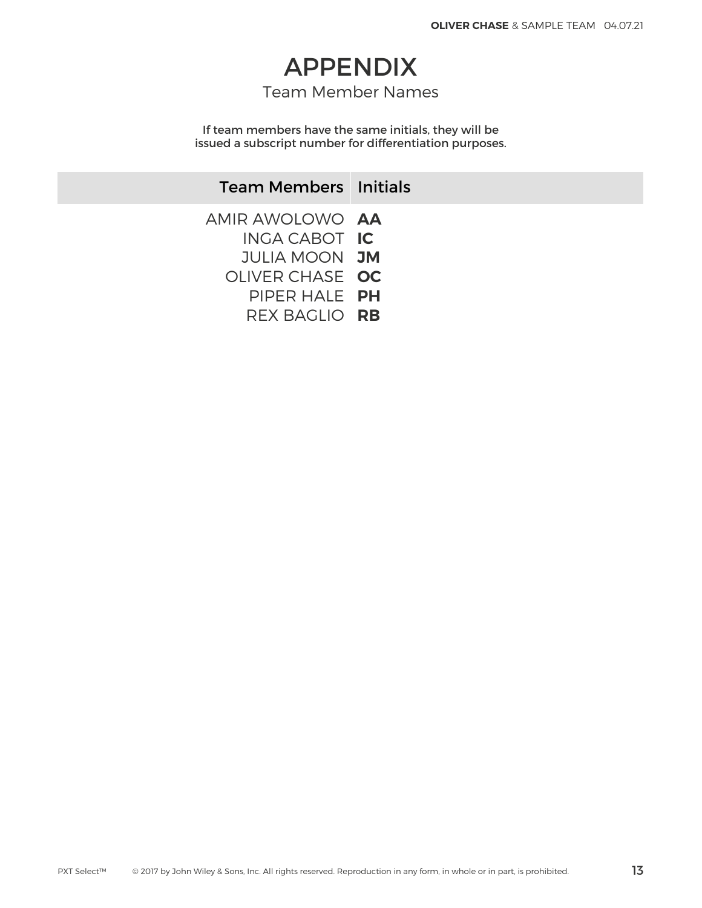# APPENDIX

## Team Member Names

If team members have the same initials, they will be issued a subscript number for differentiation purposes.

| Team Members | Initials |
|---|---|
| AMIR AWOLOWO | **AA** |
| INGA CABOT | **IC** |
| JULIA MOON | **JM** |
| OLIVER CHASE | **OC** |
| PIPER HALE | **PH** |
| REX BAGLIO | **RB** |